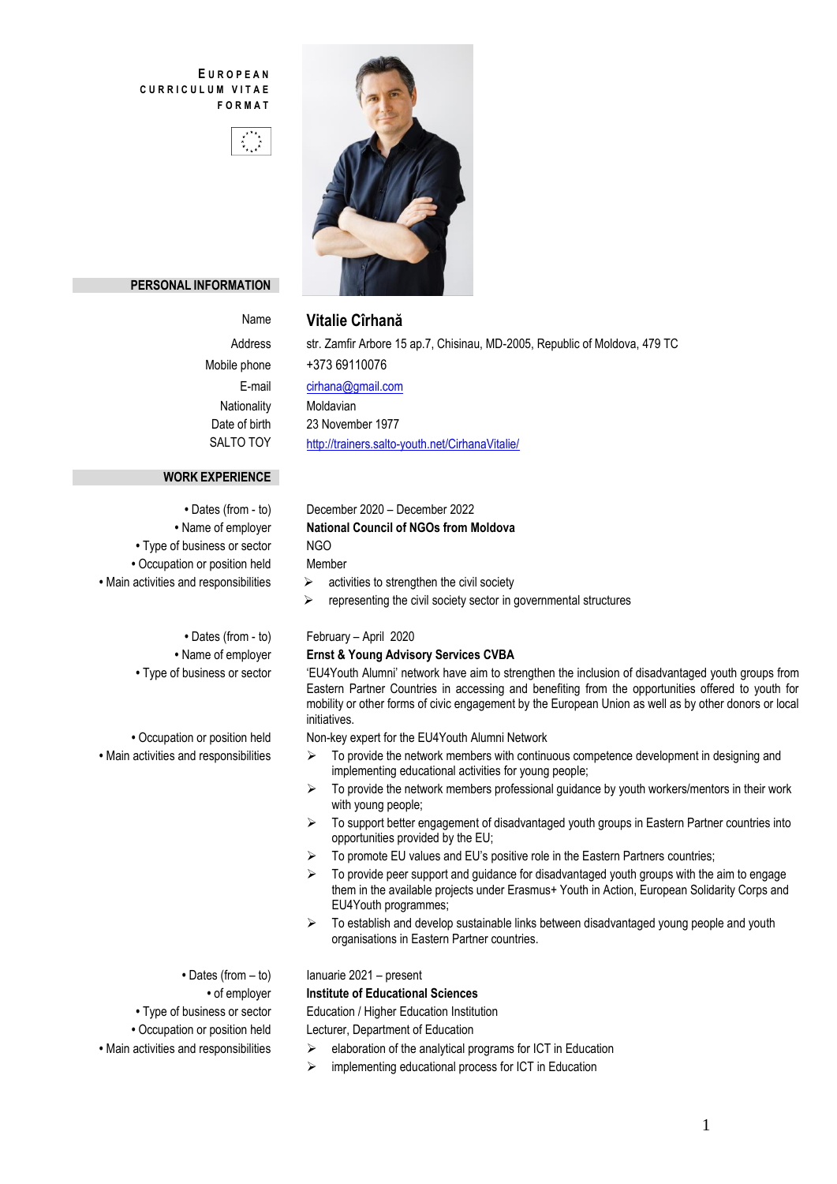**EUROPEAN CURRICULUM VITAE FORMAT**

## PERSONAL INFORMATION

| | |
|---|---|
| Name | **Vitalie Cîrhană** |
| Address | str. Zamfir Arbore 15 ap.7, Chisinau, MD-2005, Republic of Moldova, 479 TC |
| Mobile phone | +373 69110076 |
| E-mail | cirhana@gmail.com |
| Nationality | Moldavian |
| Date of birth | 23 November 1977 |
| SALTO TOY | http://trainers.salto-youth.net/CirhanaVitalie/ |

## WORK EXPERIENCE

- Dates (from - to): December 2020 – December 2022
- Name of employer: **National Council of NGOs from Moldova**
- Type of business or sector: NGO
- Occupation or position held: Member
- Main activities and responsibilities:
  - activities to strengthen the civil society
  - representing the civil society sector in governmental structures

- Dates (from - to): February – April 2020
- Name of employer: **Ernst & Young Advisory Services CVBA**
- Type of business or sector: 'EU4Youth Alumni' network have aim to strengthen the inclusion of disadvantaged youth groups from Eastern Partner Countries in accessing and benefiting from the opportunities offered to youth for mobility or other forms of civic engagement by the European Union as well as by other donors or local initiatives.
- Occupation or position held: Non-key expert for the EU4Youth Alumni Network
- Main activities and responsibilities:
  - To provide the network members with continuous competence development in designing and implementing educational activities for young people;
  - To provide the network members professional guidance by youth workers/mentors in their work with young people;
  - To support better engagement of disadvantaged youth groups in Eastern Partner countries into opportunities provided by the EU;
  - To promote EU values and EU's positive role in the Eastern Partners countries;
  - To provide peer support and guidance for disadvantaged youth groups with the aim to engage them in the available projects under Erasmus+ Youth in Action, European Solidarity Corps and EU4Youth programmes;
  - To establish and develop sustainable links between disadvantaged young people and youth organisations in Eastern Partner countries.

- Dates (from – to): Ianuarie 2021 – present
- of employer: **Institute of Educational Sciences**
- Type of business or sector: Education / Higher Education Institution
- Occupation or position held: Lecturer, Department of Education
- Main activities and responsibilities:
  - elaboration of the analytical programs for ICT in Education
  - implementing educational process for ICT in Education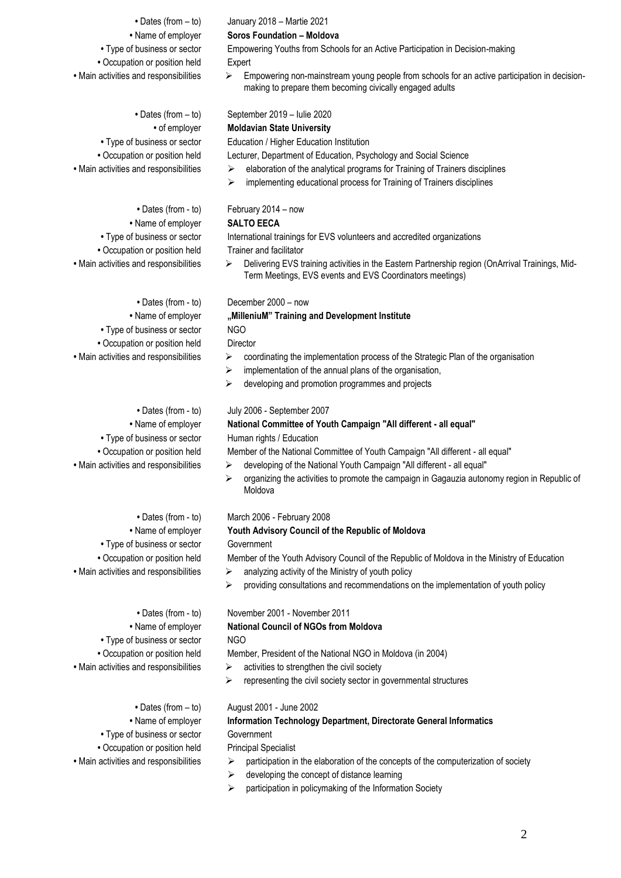| | |
|---|---|
| • Dates (from – to) | January 2018 – Martie 2021 |
| • Name of employer | **Soros Foundation – Moldova** |
| • Type of business or sector | Empowering Youths from Schools for an Active Participation in Decision-making |
| • Occupation or position held | Expert |
| • Main activities and responsibilities | ➢ Empowering non-mainstream young people from schools for an active participation in decision-making to prepare them becoming civically engaged adults |
| | |
| • Dates (from – to) | September 2019 – Iulie 2020 |
| • of employer | **Moldavian State University** |
| • Type of business or sector | Education / Higher Education Institution |
| • Occupation or position held | Lecturer, Department of Education, Psychology and Social Science |
| • Main activities and responsibilities | ➢ elaboration of the analytical programs for Training of Trainers disciplines<br>➢ implementing educational process for Training of Trainers disciplines |
| | |
| • Dates (from - to) | February 2014 – now |
| • Name of employer | **SALTO EECA** |
| • Type of business or sector | International trainings for EVS volunteers and accredited organizations |
| • Occupation or position held | Trainer and facilitator |
| • Main activities and responsibilities | ➢ Delivering EVS training activities in the Eastern Partnership region (OnArrival Trainings, Mid-Term Meetings, EVS events and EVS Coordinators meetings) |
| | |
| • Dates (from - to) | December 2000 – now |
| • Name of employer | **„MilleniuM" Training and Development Institute** |
| • Type of business or sector | NGO |
| • Occupation or position held | Director |
| • Main activities and responsibilities | ➢ coordinating the implementation process of the Strategic Plan of the organisation<br>➢ implementation of the annual plans of the organisation,<br>➢ developing and promotion programmes and projects |
| | |
| • Dates (from - to) | July 2006 - September 2007 |
| • Name of employer | **National Committee of Youth Campaign "All different - all equal"** |
| • Type of business or sector | Human rights / Education |
| • Occupation or position held | Member of the National Committee of Youth Campaign "All different - all equal" |
| • Main activities and responsibilities | ➢ developing of the National Youth Campaign "All different - all equal"<br>➢ organizing the activities to promote the campaign in Gagauzia autonomy region in Republic of Moldova |
| | |
| • Dates (from - to) | March 2006 - February 2008 |
| • Name of employer | **Youth Advisory Council of the Republic of Moldova** |
| • Type of business or sector | Government |
| • Occupation or position held | Member of the Youth Advisory Council of the Republic of Moldova in the Ministry of Education |
| • Main activities and responsibilities | ➢ analyzing activity of the Ministry of youth policy<br>➢ providing consultations and recommendations on the implementation of youth policy |
| | |
| • Dates (from - to) | November 2001 - November 2011 |
| • Name of employer | **National Council of NGOs from Moldova** |
| • Type of business or sector | NGO |
| • Occupation or position held | Member, President of the National NGO in Moldova (in 2004) |
| • Main activities and responsibilities | ➢ activities to strengthen the civil society<br>➢ representing the civil society sector in governmental structures |
| | |
| • Dates (from – to) | August 2001 - June 2002 |
| • Name of employer | **Information Technology Department, Directorate General Informatics** |
| • Type of business or sector | Government |
| • Occupation or position held | Principal Specialist |
| • Main activities and responsibilities | ➢ participation in the elaboration of the concepts of the computerization of society<br>➢ developing the concept of distance learning<br>➢ participation in policymaking of the Information Society |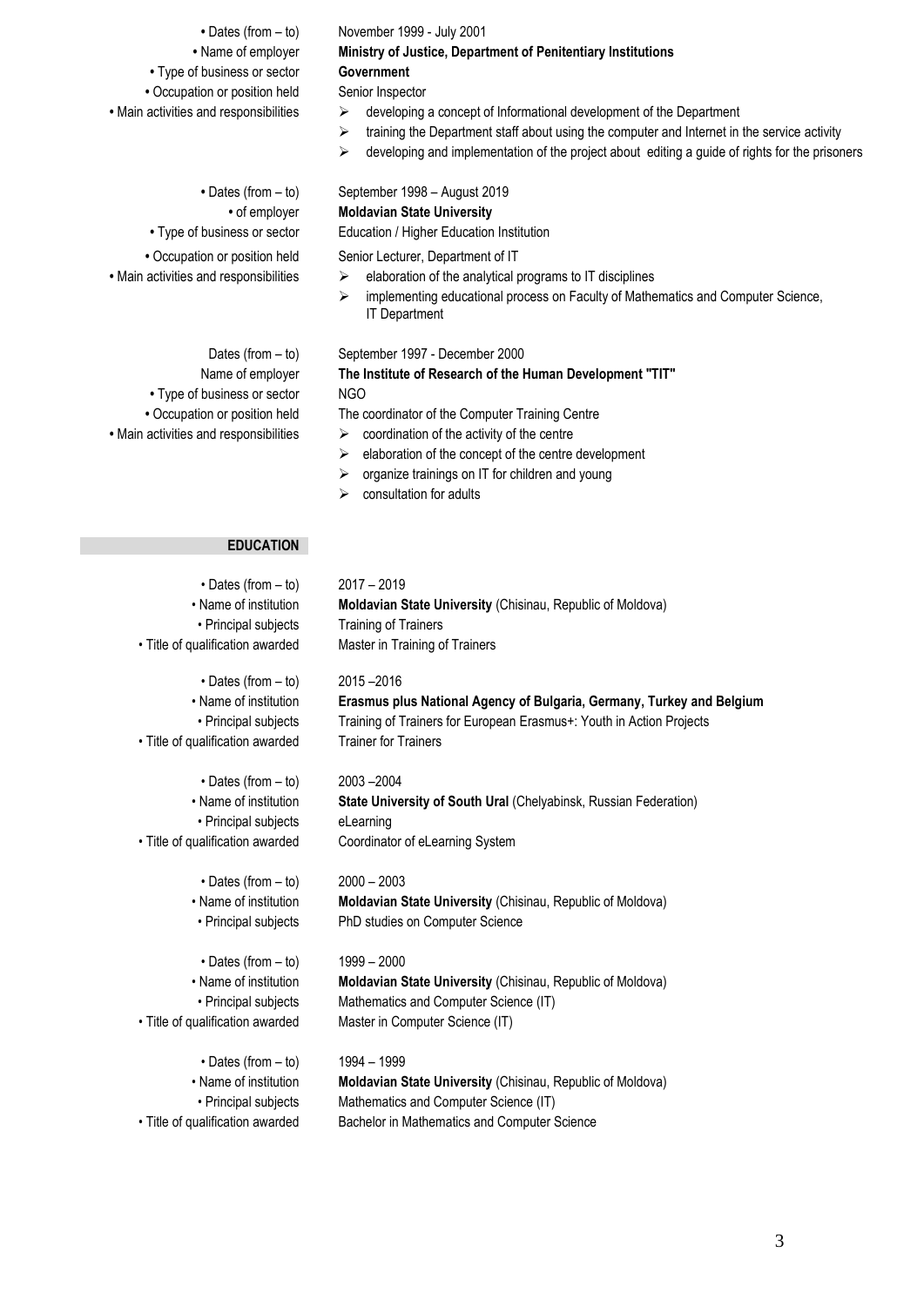| | |
|---|---|
| • Dates (from – to) | November 1999 - July 2001 |
| • Name of employer | **Ministry of Justice, Department of Penitentiary Institutions** |
| • Type of business or sector | **Government** |
| • Occupation or position held | Senior Inspector |
| • Main activities and responsibilities | ➢ developing a concept of Informational development of the Department<br>➢ training the Department staff about using the computer and Internet in the service activity<br>➢ developing and implementation of the project about editing a guide of rights for the prisoners |

| | |
|---|---|
| • Dates (from – to) | September 1998 – August 2019 |
| • of employer | **Moldavian State University** |
| • Type of business or sector | Education / Higher Education Institution |
| • Occupation or position held | Senior Lecturer, Department of IT |
| • Main activities and responsibilities | ➢ elaboration of the analytical programs to IT disciplines<br>➢ implementing educational process on Faculty of Mathematics and Computer Science, IT Department |

| | |
|---|---|
| Dates (from – to) | September 1997 - December 2000 |
| Name of employer | **The Institute of Research of the Human Development "TIT"** |
| • Type of business or sector | NGO |
| • Occupation or position held | The coordinator of the Computer Training Centre |
| • Main activities and responsibilities | ➢ coordination of the activity of the centre<br>➢ elaboration of the concept of the centre development<br>➢ organize trainings on IT for children and young<br>➢ consultation for adults |

## EDUCATION

| | |
|---|---|
| • Dates (from – to) | 2017 – 2019 |
| • Name of institution | **Moldavian State University** (Chisinau, Republic of Moldova) |
| • Principal subjects | Training of Trainers |
| • Title of qualification awarded | Master in Training of Trainers |

| | |
|---|---|
| • Dates (from – to) | 2015 –2016 |
| • Name of institution | **Erasmus plus National Agency of Bulgaria, Germany, Turkey and Belgium** |
| • Principal subjects | Training of Trainers for European Erasmus+: Youth in Action Projects |
| • Title of qualification awarded | Trainer for Trainers |

| | |
|---|---|
| • Dates (from – to) | 2003 –2004 |
| • Name of institution | **State University of South Ural** (Chelyabinsk, Russian Federation) |
| • Principal subjects | eLearning |
| • Title of qualification awarded | Coordinator of eLearning System |

| | |
|---|---|
| • Dates (from – to) | 2000 – 2003 |
| • Name of institution | **Moldavian State University** (Chisinau, Republic of Moldova) |
| • Principal subjects | PhD studies on Computer Science |

| | |
|---|---|
| • Dates (from – to) | 1999 – 2000 |
| • Name of institution | **Moldavian State University** (Chisinau, Republic of Moldova) |
| • Principal subjects | Mathematics and Computer Science (IT) |
| • Title of qualification awarded | Master in Computer Science (IT) |

| | |
|---|---|
| • Dates (from – to) | 1994 – 1999 |
| • Name of institution | **Moldavian State University** (Chisinau, Republic of Moldova) |
| • Principal subjects | Mathematics and Computer Science (IT) |
| • Title of qualification awarded | Bachelor in Mathematics and Computer Science |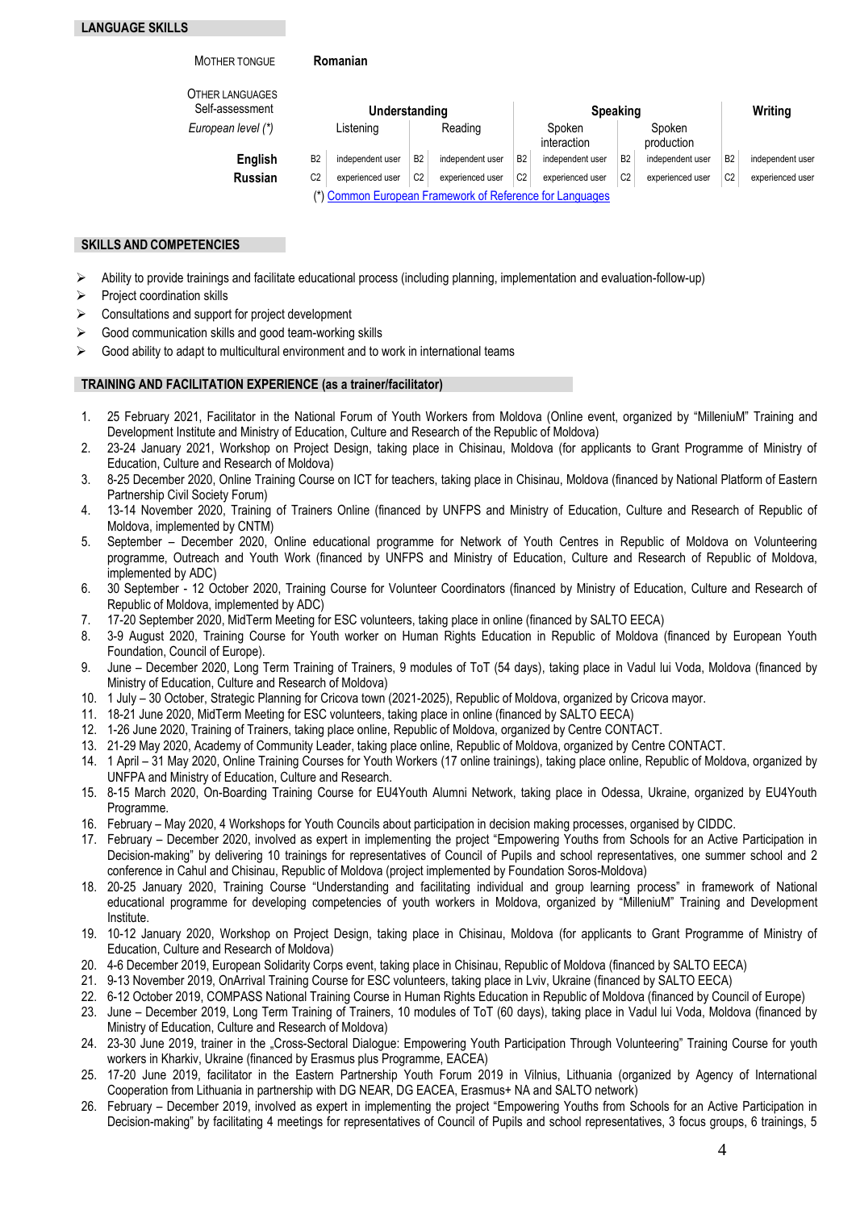## LANGUAGE SKILLS

MOTHER TONGUE **Romanian**

OTHER LANGUAGES

| Self-assessment | Understanding | | | | Speaking | | | | Writing | |
|---|---|---|---|---|---|---|---|---|---|---|
| *European level (*)* | Listening | | Reading | | Spoken interaction | | Spoken production | | | |
| **English** | B2 | independent user | B2 | independent user | B2 | independent user | B2 | independent user | B2 | independent user |
| **Russian** | C2 | experienced user | C2 | experienced user | C2 | experienced user | C2 | experienced user | C2 | experienced user |

(*) Common European Framework of Reference for Languages

## SKILLS AND COMPETENCIES

- Ability to provide trainings and facilitate educational process (including planning, implementation and evaluation-follow-up)
- Project coordination skills
- Consultations and support for project development
- Good communication skills and good team-working skills
- Good ability to adapt to multicultural environment and to work in international teams

## TRAINING AND FACILITATION EXPERIENCE (as a trainer/facilitator)

1. 25 February 2021, Facilitator in the National Forum of Youth Workers from Moldova (Online event, organized by "MilleniuM" Training and Development Institute and Ministry of Education, Culture and Research of the Republic of Moldova)
2. 23-24 January 2021, Workshop on Project Design, taking place in Chisinau, Moldova (for applicants to Grant Programme of Ministry of Education, Culture and Research of Moldova)
3. 8-25 December 2020, Online Training Course on ICT for teachers, taking place in Chisinau, Moldova (financed by National Platform of Eastern Partnership Civil Society Forum)
4. 13-14 November 2020, Training of Trainers Online (financed by UNFPS and Ministry of Education, Culture and Research of Republic of Moldova, implemented by CNTM)
5. September – December 2020, Online educational programme for Network of Youth Centres in Republic of Moldova on Volunteering programme, Outreach and Youth Work (financed by UNFPS and Ministry of Education, Culture and Research of Republic of Moldova, implemented by ADC)
6. 30 September - 12 October 2020, Training Course for Volunteer Coordinators (financed by Ministry of Education, Culture and Research of Republic of Moldova, implemented by ADC)
7. 17-20 September 2020, MidTerm Meeting for ESC volunteers, taking place in online (financed by SALTO EECA)
8. 3-9 August 2020, Training Course for Youth worker on Human Rights Education in Republic of Moldova (financed by European Youth Foundation, Council of Europe).
9. June – December 2020, Long Term Training of Trainers, 9 modules of ToT (54 days), taking place in Vadul lui Voda, Moldova (financed by Ministry of Education, Culture and Research of Moldova)
10. 1 July – 30 October, Strategic Planning for Cricova town (2021-2025), Republic of Moldova, organized by Cricova mayor.
11. 18-21 June 2020, MidTerm Meeting for ESC volunteers, taking place in online (financed by SALTO EECA)
12. 1-26 June 2020, Training of Trainers, taking place online, Republic of Moldova, organized by Centre CONTACT.
13. 21-29 May 2020, Academy of Community Leader, taking place online, Republic of Moldova, organized by Centre CONTACT.
14. 1 April – 31 May 2020, Online Training Courses for Youth Workers (17 online trainings), taking place online, Republic of Moldova, organized by UNFPA and Ministry of Education, Culture and Research.
15. 8-15 March 2020, On-Boarding Training Course for EU4Youth Alumni Network, taking place in Odessa, Ukraine, organized by EU4Youth Programme.
16. February – May 2020, 4 Workshops for Youth Councils about participation in decision making processes, organised by CIDDC.
17. February – December 2020, involved as expert in implementing the project "Empowering Youths from Schools for an Active Participation in Decision-making" by delivering 10 trainings for representatives of Council of Pupils and school representatives, one summer school and 2 conference in Cahul and Chisinau, Republic of Moldova (project implemented by Foundation Soros-Moldova)
18. 20-25 January 2020, Training Course "Understanding and facilitating individual and group learning process" in framework of National educational programme for developing competencies of youth workers in Moldova, organized by "MilleniuM" Training and Development Institute.
19. 10-12 January 2020, Workshop on Project Design, taking place in Chisinau, Moldova (for applicants to Grant Programme of Ministry of Education, Culture and Research of Moldova)
20. 4-6 December 2019, European Solidarity Corps event, taking place in Chisinau, Republic of Moldova (financed by SALTO EECA)
21. 9-13 November 2019, OnArrival Training Course for ESC volunteers, taking place in Lviv, Ukraine (financed by SALTO EECA)
22. 6-12 October 2019, COMPASS National Training Course in Human Rights Education in Republic of Moldova (financed by Council of Europe)
23. June – December 2019, Long Term Training of Trainers, 10 modules of ToT (60 days), taking place in Vadul lui Voda, Moldova (financed by Ministry of Education, Culture and Research of Moldova)
24. 23-30 June 2019, trainer in the „Cross-Sectoral Dialogue: Empowering Youth Participation Through Volunteering" Training Course for youth workers in Kharkiv, Ukraine (financed by Erasmus plus Programme, EACEA)
25. 17-20 June 2019, facilitator in the Eastern Partnership Youth Forum 2019 in Vilnius, Lithuania (organized by Agency of International Cooperation from Lithuania in partnership with DG NEAR, DG EACEA, Erasmus+ NA and SALTO network)
26. February – December 2019, involved as expert in implementing the project "Empowering Youths from Schools for an Active Participation in Decision-making" by facilitating 4 meetings for representatives of Council of Pupils and school representatives, 3 focus groups, 6 trainings, 5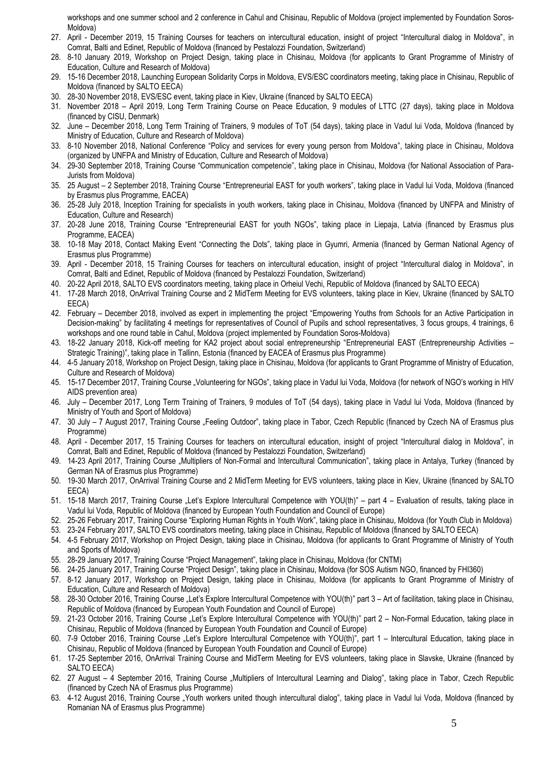workshops and one summer school and 2 conference in Cahul and Chisinau, Republic of Moldova (project implemented by Foundation Soros-Moldova)

27. April - December 2019, 15 Training Courses for teachers on intercultural education, insight of project "Intercultural dialog in Moldova", in Comrat, Balti and Edinet, Republic of Moldova (financed by Pestalozzi Foundation, Switzerland)
28. 8-10 January 2019, Workshop on Project Design, taking place in Chisinau, Moldova (for applicants to Grant Programme of Ministry of Education, Culture and Research of Moldova)
29. 15-16 December 2018, Launching European Solidarity Corps in Moldova, EVS/ESC coordinators meeting, taking place in Chisinau, Republic of Moldova (financed by SALTO EECA)
30. 28-30 November 2018, EVS/ESC event, taking place in Kiev, Ukraine (financed by SALTO EECA)
31. November 2018 – April 2019, Long Term Training Course on Peace Education, 9 modules of LTTC (27 days), taking place in Moldova (financed by CISU, Denmark)
32. June – December 2018, Long Term Training of Trainers, 9 modules of ToT (54 days), taking place in Vadul lui Voda, Moldova (financed by Ministry of Education, Culture and Research of Moldova)
33. 8-10 November 2018, National Conference "Policy and services for every young person from Moldova", taking place in Chisinau, Moldova (organized by UNFPA and Ministry of Education, Culture and Research of Moldova)
34. 29-30 September 2018, Training Course "Communication competencie", taking place in Chisinau, Moldova (for National Association of Para-Jurists from Moldova)
35. 25 August – 2 September 2018, Training Course "Entrepreneurial EAST for youth workers", taking place in Vadul lui Voda, Moldova (financed by Erasmus plus Programme, EACEA)
36. 25-28 July 2018, Inception Training for specialists in youth workers, taking place in Chisinau, Moldova (financed by UNFPA and Ministry of Education, Culture and Research)
37. 20-28 June 2018, Training Course "Entrepreneurial EAST for youth NGOs", taking place in Liepaja, Latvia (financed by Erasmus plus Programme, EACEA)
38. 10-18 May 2018, Contact Making Event "Connecting the Dots", taking place in Gyumri, Armenia (financed by German National Agency of Erasmus plus Programme)
39. April - December 2018, 15 Training Courses for teachers on intercultural education, insight of project "Intercultural dialog in Moldova", in Comrat, Balti and Edinet, Republic of Moldova (financed by Pestalozzi Foundation, Switzerland)
40. 20-22 April 2018, SALTO EVS coordinators meeting, taking place in Orheiul Vechi, Republic of Moldova (financed by SALTO EECA)
41. 17-28 March 2018, OnArrival Training Course and 2 MidTerm Meeting for EVS volunteers, taking place in Kiev, Ukraine (financed by SALTO EECA)
42. February – December 2018, involved as expert in implementing the project "Empowering Youths from Schools for an Active Participation in Decision-making" by facilitating 4 meetings for representatives of Council of Pupils and school representatives, 3 focus groups, 4 trainings, 6 workshops and one round table in Cahul, Moldova (project implemented by Foundation Soros-Moldova)
43. 18-22 January 2018, Kick-off meeting for KA2 project about social entrepreneurship "Entrepreneurial EAST (Entrepreneurship Activities – Strategic Training)", taking place in Tallinn, Estonia (financed by EACEA of Erasmus plus Programme)
44. 4-5 January 2018, Workshop on Project Design, taking place in Chisinau, Moldova (for applicants to Grant Programme of Ministry of Education, Culture and Research of Moldova)
45. 15-17 December 2017, Training Course „Volunteering for NGOs", taking place in Vadul lui Voda, Moldova (for network of NGO's working in HIV AIDS prevention area)
46. July – December 2017, Long Term Training of Trainers, 9 modules of ToT (54 days), taking place in Vadul lui Voda, Moldova (financed by Ministry of Youth and Sport of Moldova)
47. 30 July – 7 August 2017, Training Course „Feeling Outdoor", taking place in Tabor, Czech Republic (financed by Czech NA of Erasmus plus Programme)
48. April - December 2017, 15 Training Courses for teachers on intercultural education, insight of project "Intercultural dialog in Moldova", in Comrat, Balti and Edinet, Republic of Moldova (financed by Pestalozzi Foundation, Switzerland)
49. 14-23 April 2017, Training Course „Multipliers of Non-Formal and Intercultural Communication", taking place in Antalya, Turkey (financed by German NA of Erasmus plus Programme)
50. 19-30 March 2017, OnArrival Training Course and 2 MidTerm Meeting for EVS volunteers, taking place in Kiev, Ukraine (financed by SALTO EECA)
51. 15-18 March 2017, Training Course „Let's Explore Intercultural Competence with YOU(th)" – part 4 – Evaluation of results, taking place in Vadul lui Voda, Republic of Moldova (financed by European Youth Foundation and Council of Europe)
52. 25-26 February 2017, Training Course "Exploring Human Rights in Youth Work", taking place in Chisinau, Moldova (for Youth Club in Moldova)
53. 23-24 February 2017, SALTO EVS coordinators meeting, taking place in Chisinau, Republic of Moldova (financed by SALTO EECA)
54. 4-5 February 2017, Workshop on Project Design, taking place in Chisinau, Moldova (for applicants to Grant Programme of Ministry of Youth and Sports of Moldova)
55. 28-29 January 2017, Training Course "Project Management", taking place in Chisinau, Moldova (for CNTM)
56. 24-25 January 2017, Training Course "Project Design", taking place in Chisinau, Moldova (for SOS Autism NGO, financed by FHI360)
57. 8-12 January 2017, Workshop on Project Design, taking place in Chisinau, Moldova (for applicants to Grant Programme of Ministry of Education, Culture and Research of Moldova)
58. 28-30 October 2016, Training Course „Let's Explore Intercultural Competence with YOU(th)" part 3 – Art of facilitation, taking place in Chisinau, Republic of Moldova (financed by European Youth Foundation and Council of Europe)
59. 21-23 October 2016, Training Course „Let's Explore Intercultural Competence with YOU(th)" part 2 – Non-Formal Education, taking place in Chisinau, Republic of Moldova (financed by European Youth Foundation and Council of Europe)
60. 7-9 October 2016, Training Course „Let's Explore Intercultural Competence with YOU(th)", part 1 – Intercultural Education, taking place in Chisinau, Republic of Moldova (financed by European Youth Foundation and Council of Europe)
61. 17-25 September 2016, OnArrival Training Course and MidTerm Meeting for EVS volunteers, taking place in Slavske, Ukraine (financed by SALTO EECA)
62. 27 August – 4 September 2016, Training Course „Multipliers of Intercultural Learning and Dialog", taking place in Tabor, Czech Republic (financed by Czech NA of Erasmus plus Programme)
63. 4-12 August 2016, Training Course „Youth workers united though intercultural dialog", taking place in Vadul lui Voda, Moldova (financed by Romanian NA of Erasmus plus Programme)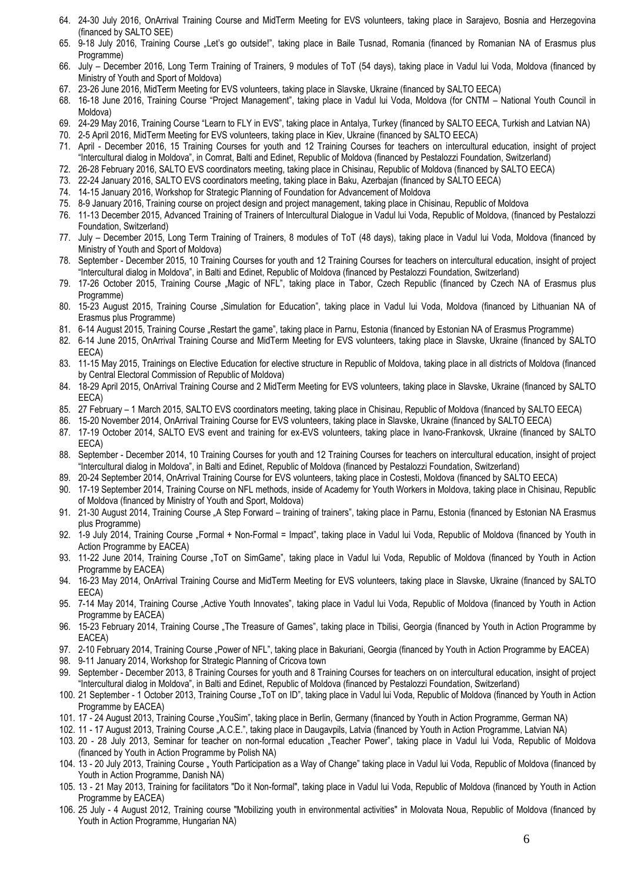64. 24-30 July 2016, OnArrival Training Course and MidTerm Meeting for EVS volunteers, taking place in Sarajevo, Bosnia and Herzegovina (financed by SALTO SEE)
65. 9-18 July 2016, Training Course „Let's go outside!", taking place in Baile Tusnad, Romania (financed by Romanian NA of Erasmus plus Programme)
66. July – December 2016, Long Term Training of Trainers, 9 modules of ToT (54 days), taking place in Vadul lui Voda, Moldova (financed by Ministry of Youth and Sport of Moldova)
67. 23-26 June 2016, MidTerm Meeting for EVS volunteers, taking place in Slavske, Ukraine (financed by SALTO EECA)
68. 16-18 June 2016, Training Course "Project Management", taking place in Vadul lui Voda, Moldova (for CNTM – National Youth Council in Moldova)
69. 24-29 May 2016, Training Course "Learn to FLY in EVS", taking place in Antalya, Turkey (financed by SALTO EECA, Turkish and Latvian NA)
70. 2-5 April 2016, MidTerm Meeting for EVS volunteers, taking place in Kiev, Ukraine (financed by SALTO EECA)
71. April - December 2016, 15 Training Courses for youth and 12 Training Courses for teachers on intercultural education, insight of project "Intercultural dialog in Moldova", in Comrat, Balti and Edinet, Republic of Moldova (financed by Pestalozzi Foundation, Switzerland)
72. 26-28 February 2016, SALTO EVS coordinators meeting, taking place in Chisinau, Republic of Moldova (financed by SALTO EECA)
73. 22-24 January 2016, SALTO EVS coordinators meeting, taking place in Baku, Azerbajan (financed by SALTO EECA)
74. 14-15 January 2016, Workshop for Strategic Planning of Foundation for Advancement of Moldova
75. 8-9 January 2016, Training course on project design and project management, taking place in Chisinau, Republic of Moldova
76. 11-13 December 2015, Advanced Training of Trainers of Intercultural Dialogue in Vadul lui Voda, Republic of Moldova, (financed by Pestalozzi Foundation, Switzerland)
77. July – December 2015, Long Term Training of Trainers, 8 modules of ToT (48 days), taking place in Vadul lui Voda, Moldova (financed by Ministry of Youth and Sport of Moldova)
78. September - December 2015, 10 Training Courses for youth and 12 Training Courses for teachers on intercultural education, insight of project "Intercultural dialog in Moldova", in Balti and Edinet, Republic of Moldova (financed by Pestalozzi Foundation, Switzerland)
79. 17-26 October 2015, Training Course „Magic of NFL", taking place in Tabor, Czech Republic (financed by Czech NA of Erasmus plus Programme)
80. 15-23 August 2015, Training Course „Simulation for Education", taking place in Vadul lui Voda, Moldova (financed by Lithuanian NA of Erasmus plus Programme)
81. 6-14 August 2015, Training Course „Restart the game", taking place in Parnu, Estonia (financed by Estonian NA of Erasmus Programme)
82. 6-14 June 2015, OnArrival Training Course and MidTerm Meeting for EVS volunteers, taking place in Slavske, Ukraine (financed by SALTO EECA)
83. 11-15 May 2015, Trainings on Elective Education for elective structure in Republic of Moldova, taking place in all districts of Moldova (financed by Central Electoral Commission of Republic of Moldova)
84. 18-29 April 2015, OnArrival Training Course and 2 MidTerm Meeting for EVS volunteers, taking place in Slavske, Ukraine (financed by SALTO EECA)
85. 27 February – 1 March 2015, SALTO EVS coordinators meeting, taking place in Chisinau, Republic of Moldova (financed by SALTO EECA)
86. 15-20 November 2014, OnArrival Training Course for EVS volunteers, taking place in Slavske, Ukraine (financed by SALTO EECA)
87. 17-19 October 2014, SALTO EVS event and training for ex-EVS volunteers, taking place in Ivano-Frankovsk, Ukraine (financed by SALTO EECA)
88. September - December 2014, 10 Training Courses for youth and 12 Training Courses for teachers on intercultural education, insight of project "Intercultural dialog in Moldova", in Balti and Edinet, Republic of Moldova (financed by Pestalozzi Foundation, Switzerland)
89. 20-24 September 2014, OnArrival Training Course for EVS volunteers, taking place in Costesti, Moldova (financed by SALTO EECA)
90. 17-19 September 2014, Training Course on NFL methods, inside of Academy for Youth Workers in Moldova, taking place in Chisinau, Republic of Moldova (financed by Ministry of Youth and Sport, Moldova)
91. 21-30 August 2014, Training Course „A Step Forward – training of trainers", taking place in Parnu, Estonia (financed by Estonian NA Erasmus plus Programme)
92. 1-9 July 2014, Training Course „Formal + Non-Formal = Impact", taking place in Vadul lui Voda, Republic of Moldova (financed by Youth in Action Programme by EACEA)
93. 11-22 June 2014, Training Course „ToT on SimGame", taking place in Vadul lui Voda, Republic of Moldova (financed by Youth in Action Programme by EACEA)
94. 16-23 May 2014, OnArrival Training Course and MidTerm Meeting for EVS volunteers, taking place in Slavske, Ukraine (financed by SALTO EECA)
95. 7-14 May 2014, Training Course „Active Youth Innovates", taking place in Vadul lui Voda, Republic of Moldova (financed by Youth in Action Programme by EACEA)
96. 15-23 February 2014, Training Course „The Treasure of Games", taking place in Tbilisi, Georgia (financed by Youth in Action Programme by EACEA)
97. 2-10 February 2014, Training Course „Power of NFL", taking place in Bakuriani, Georgia (financed by Youth in Action Programme by EACEA)
98. 9-11 January 2014, Workshop for Strategic Planning of Cricova town
99. September - December 2013, 8 Training Courses for youth and 8 Training Courses for teachers on on intercultural education, insight of project "Intercultural dialog in Moldova", in Balti and Edinet, Republic of Moldova (financed by Pestalozzi Foundation, Switzerland)
100. 21 September - 1 October 2013, Training Course „ToT on ID", taking place in Vadul lui Voda, Republic of Moldova (financed by Youth in Action Programme by EACEA)
101. 17 - 24 August 2013, Training Course „YouSim", taking place in Berlin, Germany (financed by Youth in Action Programme, German NA)
102. 11 - 17 August 2013, Training Course „A.C.E.", taking place in Daugavpils, Latvia (financed by Youth in Action Programme, Latvian NA)
103. 20 - 28 July 2013, Seminar for teacher on non-formal education „Teacher Power", taking place in Vadul lui Voda, Republic of Moldova (financed by Youth in Action Programme by Polish NA)
104. 13 - 20 July 2013, Training Course „ Youth Participation as a Way of Change" taking place in Vadul lui Voda, Republic of Moldova (financed by Youth in Action Programme, Danish NA)
105. 13 - 21 May 2013, Training for facilitators "Do it Non-formal", taking place in Vadul lui Voda, Republic of Moldova (financed by Youth in Action Programme by EACEA)
106. 25 July - 4 August 2012, Training course "Mobilizing youth in environmental activities" in Molovata Noua, Republic of Moldova (financed by Youth in Action Programme, Hungarian NA)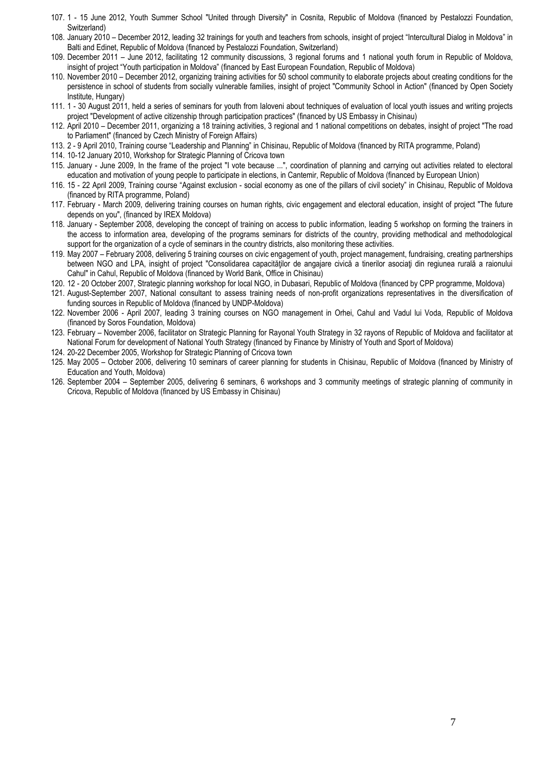107. 1 - 15 June 2012, Youth Summer School "United through Diversity" in Cosnita, Republic of Moldova (financed by Pestalozzi Foundation, Switzerland)
108. January 2010 – December 2012, leading 32 trainings for youth and teachers from schools, insight of project "Intercultural Dialog in Moldova" in Balti and Edinet, Republic of Moldova (financed by Pestalozzi Foundation, Switzerland)
109. December 2011 – June 2012, facilitating 12 community discussions, 3 regional forums and 1 national youth forum in Republic of Moldova, insight of project "Youth participation in Moldova" (financed by East European Foundation, Republic of Moldova)
110. November 2010 – December 2012, organizing training activities for 50 school community to elaborate projects about creating conditions for the persistence in school of students from socially vulnerable families, insight of project "Community School in Action" (financed by Open Society Institute, Hungary)
111. 1 - 30 August 2011, held a series of seminars for youth from Ialoveni about techniques of evaluation of local youth issues and writing projects project "Development of active citizenship through participation practices" (financed by US Embassy in Chisinau)
112. April 2010 – December 2011, organizing a 18 training activities, 3 regional and 1 national competitions on debates, insight of project "The road to Parliament" (financed by Czech Ministry of Foreign Affairs)
113. 2 - 9 April 2010, Training course "Leadership and Planning" in Chisinau, Republic of Moldova (financed by RITA programme, Poland)
114. 10-12 January 2010, Workshop for Strategic Planning of Cricova town
115. January - June 2009, In the frame of the project "I vote because ...", coordination of planning and carrying out activities related to electoral education and motivation of young people to participate in elections, in Cantemir, Republic of Moldova (financed by European Union)
116. 15 - 22 April 2009, Training course "Against exclusion - social economy as one of the pillars of civil society" in Chisinau, Republic of Moldova (financed by RITA programme, Poland)
117. February - March 2009, delivering training courses on human rights, civic engagement and electoral education, insight of project "The future depends on you", (financed by IREX Moldova)
118. January - September 2008, developing the concept of training on access to public information, leading 5 workshop on forming the trainers in the access to information area, developing of the programs seminars for districts of the country, providing methodical and methodological support for the organization of a cycle of seminars in the country districts, also monitoring these activities.
119. May 2007 – February 2008, delivering 5 training courses on civic engagement of youth, project management, fundraising, creating partnerships between NGO and LPA, insight of project "Consolidarea capacităţilor de angajare civică a tinerilor asociaţi din regiunea rurală a raionului Cahul" in Cahul, Republic of Moldova (financed by World Bank, Office in Chisinau)
120. 12 - 20 October 2007, Strategic planning workshop for local NGO, in Dubasari, Republic of Moldova (financed by CPP programme, Moldova)
121. August-September 2007, National consultant to assess training needs of non-profit organizations representatives in the diversification of funding sources in Republic of Moldova (financed by UNDP-Moldova)
122. November 2006 - April 2007, leading 3 training courses on NGO management in Orhei, Cahul and Vadul lui Voda, Republic of Moldova (financed by Soros Foundation, Moldova)
123. February – November 2006, facilitator on Strategic Planning for Rayonal Youth Strategy in 32 rayons of Republic of Moldova and facilitator at National Forum for development of National Youth Strategy (financed by Finance by Ministry of Youth and Sport of Moldova)
124. 20-22 December 2005, Workshop for Strategic Planning of Cricova town
125. May 2005 – October 2006, delivering 10 seminars of career planning for students in Chisinau, Republic of Moldova (financed by Ministry of Education and Youth, Moldova)
126. September 2004 – September 2005, delivering 6 seminars, 6 workshops and 3 community meetings of strategic planning of community in Cricova, Republic of Moldova (financed by US Embassy in Chisinau)